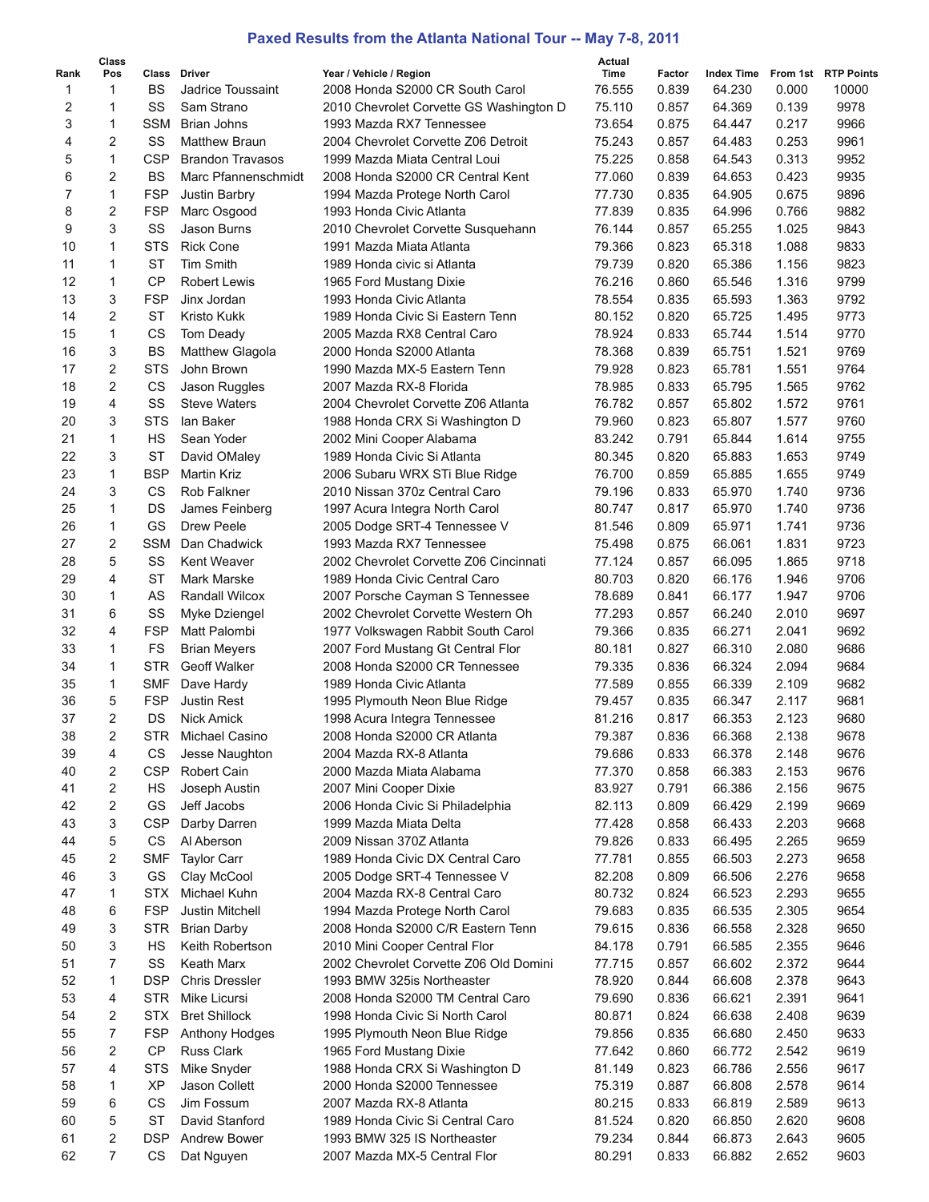# Paxed Results from the Atlanta National Tour -- May 7-8, 2011

| Rank | Class Pos | Class | Driver | Year / Vehicle / Region | Actual Time | Factor | Index Time | From 1st | RTP Points |
|---|---|---|---|---|---|---|---|---|---|
| 1 | 1 | BS | Jadrice Toussaint | 2008 Honda S2000 CR South Carol | 76.555 | 0.839 | 64.230 | 0.000 | 10000 |
| 2 | 1 | SS | Sam Strano | 2010 Chevrolet Corvette GS Washington D | 75.110 | 0.857 | 64.369 | 0.139 | 9978 |
| 3 | 1 | SSM | Brian Johns | 1993 Mazda RX7 Tennessee | 73.654 | 0.875 | 64.447 | 0.217 | 9966 |
| 4 | 2 | SS | Matthew Braun | 2004 Chevrolet Corvette Z06 Detroit | 75.243 | 0.857 | 64.483 | 0.253 | 9961 |
| 5 | 1 | CSP | Brandon Travasos | 1999 Mazda Miata Central Loui | 75.225 | 0.858 | 64.543 | 0.313 | 9952 |
| 6 | 2 | BS | Marc Pfannenschmidt | 2008 Honda S2000 CR Central Kent | 77.060 | 0.839 | 64.653 | 0.423 | 9935 |
| 7 | 1 | FSP | Justin Barbry | 1994 Mazda Protege North Carol | 77.730 | 0.835 | 64.905 | 0.675 | 9896 |
| 8 | 2 | FSP | Marc Osgood | 1993 Honda Civic Atlanta | 77.839 | 0.835 | 64.996 | 0.766 | 9882 |
| 9 | 3 | SS | Jason Burns | 2010 Chevrolet Corvette Susquehann | 76.144 | 0.857 | 65.255 | 1.025 | 9843 |
| 10 | 1 | STS | Rick Cone | 1991 Mazda Miata Atlanta | 79.366 | 0.823 | 65.318 | 1.088 | 9833 |
| 11 | 1 | ST | Tim Smith | 1989 Honda civic si Atlanta | 79.739 | 0.820 | 65.386 | 1.156 | 9823 |
| 12 | 1 | CP | Robert Lewis | 1965 Ford Mustang Dixie | 76.216 | 0.860 | 65.546 | 1.316 | 9799 |
| 13 | 3 | FSP | Jinx Jordan | 1993 Honda Civic Atlanta | 78.554 | 0.835 | 65.593 | 1.363 | 9792 |
| 14 | 2 | ST | Kristo Kukk | 1989 Honda Civic Si Eastern Tenn | 80.152 | 0.820 | 65.725 | 1.495 | 9773 |
| 15 | 1 | CS | Tom Deady | 2005 Mazda RX8 Central Caro | 78.924 | 0.833 | 65.744 | 1.514 | 9770 |
| 16 | 3 | BS | Matthew Glagola | 2000 Honda S2000 Atlanta | 78.368 | 0.839 | 65.751 | 1.521 | 9769 |
| 17 | 2 | STS | John Brown | 1990 Mazda MX-5 Eastern Tenn | 79.928 | 0.823 | 65.781 | 1.551 | 9764 |
| 18 | 2 | CS | Jason Ruggles | 2007 Mazda RX-8 Florida | 78.985 | 0.833 | 65.795 | 1.565 | 9762 |
| 19 | 4 | SS | Steve Waters | 2004 Chevrolet Corvette Z06 Atlanta | 76.782 | 0.857 | 65.802 | 1.572 | 9761 |
| 20 | 3 | STS | Ian Baker | 1988 Honda CRX Si Washington D | 79.960 | 0.823 | 65.807 | 1.577 | 9760 |
| 21 | 1 | HS | Sean Yoder | 2002 Mini Cooper Alabama | 83.242 | 0.791 | 65.844 | 1.614 | 9755 |
| 22 | 3 | ST | David OMaley | 1989 Honda Civic Si Atlanta | 80.345 | 0.820 | 65.883 | 1.653 | 9749 |
| 23 | 1 | BSP | Martin Kriz | 2006 Subaru WRX STi Blue Ridge | 76.700 | 0.859 | 65.885 | 1.655 | 9749 |
| 24 | 3 | CS | Rob Falkner | 2010 Nissan 370z Central Caro | 79.196 | 0.833 | 65.970 | 1.740 | 9736 |
| 25 | 1 | DS | James Feinberg | 1997 Acura Integra North Carol | 80.747 | 0.817 | 65.970 | 1.740 | 9736 |
| 26 | 1 | GS | Drew Peele | 2005 Dodge SRT-4 Tennessee V | 81.546 | 0.809 | 65.971 | 1.741 | 9736 |
| 27 | 2 | SSM | Dan Chadwick | 1993 Mazda RX7 Tennessee | 75.498 | 0.875 | 66.061 | 1.831 | 9723 |
| 28 | 5 | SS | Kent Weaver | 2002 Chevrolet Corvette Z06 Cincinnati | 77.124 | 0.857 | 66.095 | 1.865 | 9718 |
| 29 | 4 | ST | Mark Marske | 1989 Honda Civic Central Caro | 80.703 | 0.820 | 66.176 | 1.946 | 9706 |
| 30 | 1 | AS | Randall Wilcox | 2007 Porsche Cayman S Tennessee | 78.689 | 0.841 | 66.177 | 1.947 | 9706 |
| 31 | 6 | SS | Myke Dziengel | 2002 Chevrolet Corvette Western Oh | 77.293 | 0.857 | 66.240 | 2.010 | 9697 |
| 32 | 4 | FSP | Matt Palombi | 1977 Volkswagen Rabbit South Carol | 79.366 | 0.835 | 66.271 | 2.041 | 9692 |
| 33 | 1 | FS | Brian Meyers | 2007 Ford Mustang Gt Central Flor | 80.181 | 0.827 | 66.310 | 2.080 | 9686 |
| 34 | 1 | STR | Geoff Walker | 2008 Honda S2000 CR Tennessee | 79.335 | 0.836 | 66.324 | 2.094 | 9684 |
| 35 | 1 | SMF | Dave Hardy | 1989 Honda Civic Atlanta | 77.589 | 0.855 | 66.339 | 2.109 | 9682 |
| 36 | 5 | FSP | Justin Rest | 1995 Plymouth Neon Blue Ridge | 79.457 | 0.835 | 66.347 | 2.117 | 9681 |
| 37 | 2 | DS | Nick Amick | 1998 Acura Integra Tennessee | 81.216 | 0.817 | 66.353 | 2.123 | 9680 |
| 38 | 2 | STR | Michael Casino | 2008 Honda S2000 CR Atlanta | 79.387 | 0.836 | 66.368 | 2.138 | 9678 |
| 39 | 4 | CS | Jesse Naughton | 2004 Mazda RX-8 Atlanta | 79.686 | 0.833 | 66.378 | 2.148 | 9676 |
| 40 | 2 | CSP | Robert Cain | 2000 Mazda Miata Alabama | 77.370 | 0.858 | 66.383 | 2.153 | 9676 |
| 41 | 2 | HS | Joseph Austin | 2007 Mini Cooper Dixie | 83.927 | 0.791 | 66.386 | 2.156 | 9675 |
| 42 | 2 | GS | Jeff Jacobs | 2006 Honda Civic Si Philadelphia | 82.113 | 0.809 | 66.429 | 2.199 | 9669 |
| 43 | 3 | CSP | Darby Darren | 1999 Mazda Miata Delta | 77.428 | 0.858 | 66.433 | 2.203 | 9668 |
| 44 | 5 | CS | Al Aberson | 2009 Nissan 370Z Atlanta | 79.826 | 0.833 | 66.495 | 2.265 | 9659 |
| 45 | 2 | SMF | Taylor Carr | 1989 Honda Civic DX Central Caro | 77.781 | 0.855 | 66.503 | 2.273 | 9658 |
| 46 | 3 | GS | Clay McCool | 2005 Dodge SRT-4 Tennessee V | 82.208 | 0.809 | 66.506 | 2.276 | 9658 |
| 47 | 1 | STX | Michael Kuhn | 2004 Mazda RX-8 Central Caro | 80.732 | 0.824 | 66.523 | 2.293 | 9655 |
| 48 | 6 | FSP | Justin Mitchell | 1994 Mazda Protege North Carol | 79.683 | 0.835 | 66.535 | 2.305 | 9654 |
| 49 | 3 | STR | Brian Darby | 2008 Honda S2000 C/R Eastern Tenn | 79.615 | 0.836 | 66.558 | 2.328 | 9650 |
| 50 | 3 | HS | Keith Robertson | 2010 Mini Cooper Central Flor | 84.178 | 0.791 | 66.585 | 2.355 | 9646 |
| 51 | 7 | SS | Keath Marx | 2002 Chevrolet Corvette Z06 Old Domini | 77.715 | 0.857 | 66.602 | 2.372 | 9644 |
| 52 | 1 | DSP | Chris Dressler | 1993 BMW 325is Northeaster | 78.920 | 0.844 | 66.608 | 2.378 | 9643 |
| 53 | 4 | STR | Mike Licursi | 2008 Honda S2000 TM Central Caro | 79.690 | 0.836 | 66.621 | 2.391 | 9641 |
| 54 | 2 | STX | Bret Shillock | 1998 Honda Civic Si North Carol | 80.871 | 0.824 | 66.638 | 2.408 | 9639 |
| 55 | 7 | FSP | Anthony Hodges | 1995 Plymouth Neon Blue Ridge | 79.856 | 0.835 | 66.680 | 2.450 | 9633 |
| 56 | 2 | CP | Russ Clark | 1965 Ford Mustang Dixie | 77.642 | 0.860 | 66.772 | 2.542 | 9619 |
| 57 | 4 | STS | Mike Snyder | 1988 Honda CRX Si Washington D | 81.149 | 0.823 | 66.786 | 2.556 | 9617 |
| 58 | 1 | XP | Jason Collett | 2000 Honda S2000 Tennessee | 75.319 | 0.887 | 66.808 | 2.578 | 9614 |
| 59 | 6 | CS | Jim Fossum | 2007 Mazda RX-8 Atlanta | 80.215 | 0.833 | 66.819 | 2.589 | 9613 |
| 60 | 5 | ST | David Stanford | 1989 Honda Civic Si Central Caro | 81.524 | 0.820 | 66.850 | 2.620 | 9608 |
| 61 | 2 | DSP | Andrew Bower | 1993 BMW 325 IS Northeaster | 79.234 | 0.844 | 66.873 | 2.643 | 9605 |
| 62 | 7 | CS | Dat Nguyen | 2007 Mazda MX-5 Central Flor | 80.291 | 0.833 | 66.882 | 2.652 | 9603 |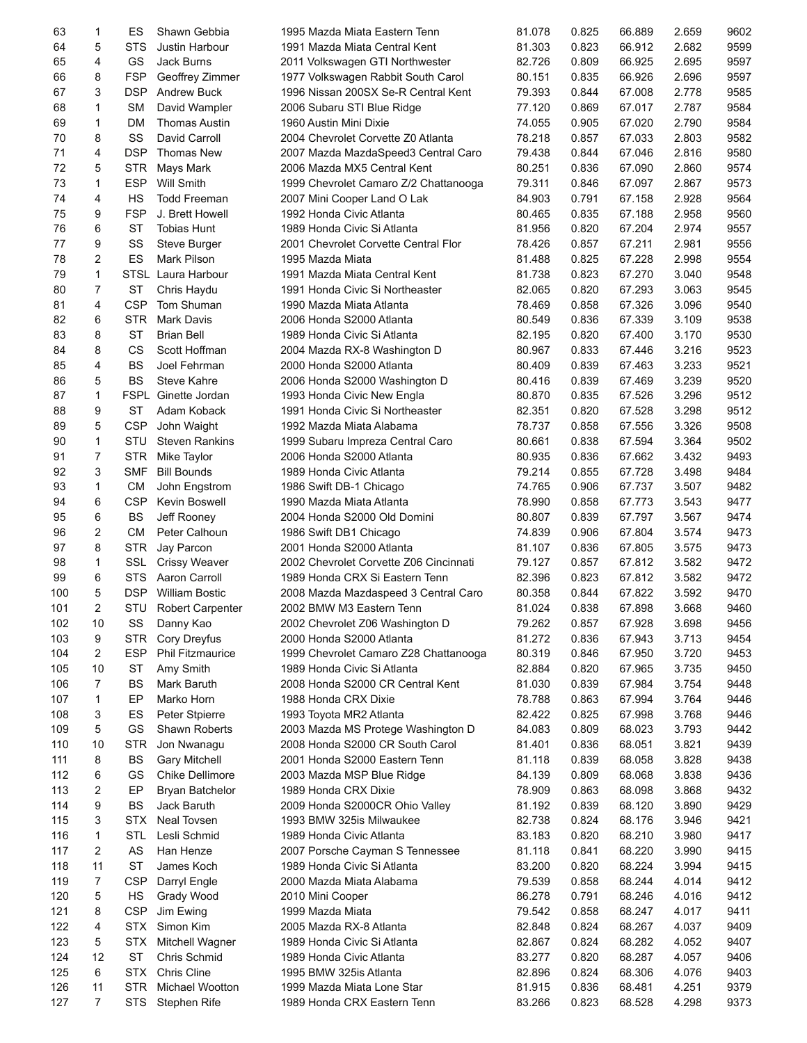| | | | | | | | | | |
|---|---|---|---|---|---|---|---|---|---|
| 63 | 1 | ES | Shawn Gebbia | 1995 Mazda Miata Eastern Tenn | 81.078 | 0.825 | 66.889 | 2.659 | 9602 |
| 64 | 5 | STS | Justin Harbour | 1991 Mazda Miata Central Kent | 81.303 | 0.823 | 66.912 | 2.682 | 9599 |
| 65 | 4 | GS | Jack Burns | 2011 Volkswagen GTI Northwester | 82.726 | 0.809 | 66.925 | 2.695 | 9597 |
| 66 | 8 | FSP | Geoffrey Zimmer | 1977 Volkswagen Rabbit South Carol | 80.151 | 0.835 | 66.926 | 2.696 | 9597 |
| 67 | 3 | DSP | Andrew Buck | 1996 Nissan 200SX Se-R Central Kent | 79.393 | 0.844 | 67.008 | 2.778 | 9585 |
| 68 | 1 | SM | David Wampler | 2006 Subaru STI Blue Ridge | 77.120 | 0.869 | 67.017 | 2.787 | 9584 |
| 69 | 1 | DM | Thomas Austin | 1960 Austin Mini Dixie | 74.055 | 0.905 | 67.020 | 2.790 | 9584 |
| 70 | 8 | SS | David Carroll | 2004 Chevrolet Corvette Z0 Atlanta | 78.218 | 0.857 | 67.033 | 2.803 | 9582 |
| 71 | 4 | DSP | Thomas New | 2007 Mazda MazdaSpeed3 Central Caro | 79.438 | 0.844 | 67.046 | 2.816 | 9580 |
| 72 | 5 | STR | Mays Mark | 2006 Mazda MX5 Central Kent | 80.251 | 0.836 | 67.090 | 2.860 | 9574 |
| 73 | 1 | ESP | Will Smith | 1999 Chevrolet Camaro Z/2 Chattanooga | 79.311 | 0.846 | 67.097 | 2.867 | 9573 |
| 74 | 4 | HS | Todd Freeman | 2007 Mini Cooper Land O Lak | 84.903 | 0.791 | 67.158 | 2.928 | 9564 |
| 75 | 9 | FSP | J. Brett Howell | 1992 Honda Civic Atlanta | 80.465 | 0.835 | 67.188 | 2.958 | 9560 |
| 76 | 6 | ST | Tobias Hunt | 1989 Honda Civic Si Atlanta | 81.956 | 0.820 | 67.204 | 2.974 | 9557 |
| 77 | 9 | SS | Steve Burger | 2001 Chevrolet Corvette Central Flor | 78.426 | 0.857 | 67.211 | 2.981 | 9556 |
| 78 | 2 | ES | Mark Pilson | 1995 Mazda Miata | 81.488 | 0.825 | 67.228 | 2.998 | 9554 |
| 79 | 1 | STSL | Laura Harbour | 1991 Mazda Miata Central Kent | 81.738 | 0.823 | 67.270 | 3.040 | 9548 |
| 80 | 7 | ST | Chris Haydu | 1991 Honda Civic Si Northeaster | 82.065 | 0.820 | 67.293 | 3.063 | 9545 |
| 81 | 4 | CSP | Tom Shuman | 1990 Mazda Miata Atlanta | 78.469 | 0.858 | 67.326 | 3.096 | 9540 |
| 82 | 6 | STR | Mark Davis | 2006 Honda S2000 Atlanta | 80.549 | 0.836 | 67.339 | 3.109 | 9538 |
| 83 | 8 | ST | Brian Bell | 1989 Honda Civic Si Atlanta | 82.195 | 0.820 | 67.400 | 3.170 | 9530 |
| 84 | 8 | CS | Scott Hoffman | 2004 Mazda RX-8 Washington D | 80.967 | 0.833 | 67.446 | 3.216 | 9523 |
| 85 | 4 | BS | Joel Fehrman | 2000 Honda S2000 Atlanta | 80.409 | 0.839 | 67.463 | 3.233 | 9521 |
| 86 | 5 | BS | Steve Kahre | 2006 Honda S2000 Washington D | 80.416 | 0.839 | 67.469 | 3.239 | 9520 |
| 87 | 1 | FSPL | Ginette Jordan | 1993 Honda Civic New Engla | 80.870 | 0.835 | 67.526 | 3.296 | 9512 |
| 88 | 9 | ST | Adam Koback | 1991 Honda Civic Si Northeaster | 82.351 | 0.820 | 67.528 | 3.298 | 9512 |
| 89 | 5 | CSP | John Waight | 1992 Mazda Miata Alabama | 78.737 | 0.858 | 67.556 | 3.326 | 9508 |
| 90 | 1 | STU | Steven Rankins | 1999 Subaru Impreza Central Caro | 80.661 | 0.838 | 67.594 | 3.364 | 9502 |
| 91 | 7 | STR | Mike Taylor | 2006 Honda S2000 Atlanta | 80.935 | 0.836 | 67.662 | 3.432 | 9493 |
| 92 | 3 | SMF | Bill Bounds | 1989 Honda Civic Atlanta | 79.214 | 0.855 | 67.728 | 3.498 | 9484 |
| 93 | 1 | CM | John Engstrom | 1986 Swift DB-1 Chicago | 74.765 | 0.906 | 67.737 | 3.507 | 9482 |
| 94 | 6 | CSP | Kevin Boswell | 1990 Mazda Miata Atlanta | 78.990 | 0.858 | 67.773 | 3.543 | 9477 |
| 95 | 6 | BS | Jeff Rooney | 2004 Honda S2000 Old Domini | 80.807 | 0.839 | 67.797 | 3.567 | 9474 |
| 96 | 2 | CM | Peter Calhoun | 1986 Swift DB1 Chicago | 74.839 | 0.906 | 67.804 | 3.574 | 9473 |
| 97 | 8 | STR | Jay Parcon | 2001 Honda S2000 Atlanta | 81.107 | 0.836 | 67.805 | 3.575 | 9473 |
| 98 | 1 | SSL | Crissy Weaver | 2002 Chevrolet Corvette Z06 Cincinnati | 79.127 | 0.857 | 67.812 | 3.582 | 9472 |
| 99 | 6 | STS | Aaron Carroll | 1989 Honda CRX Si Eastern Tenn | 82.396 | 0.823 | 67.812 | 3.582 | 9472 |
| 100 | 5 | DSP | William Bostic | 2008 Mazda Mazdaspeed 3 Central Caro | 80.358 | 0.844 | 67.822 | 3.592 | 9470 |
| 101 | 2 | STU | Robert Carpenter | 2002 BMW M3 Eastern Tenn | 81.024 | 0.838 | 67.898 | 3.668 | 9460 |
| 102 | 10 | SS | Danny Kao | 2002 Chevrolet Z06 Washington D | 79.262 | 0.857 | 67.928 | 3.698 | 9456 |
| 103 | 9 | STR | Cory Dreyfus | 2000 Honda S2000 Atlanta | 81.272 | 0.836 | 67.943 | 3.713 | 9454 |
| 104 | 2 | ESP | Phil Fitzmaurice | 1999 Chevrolet Camaro Z28 Chattanooga | 80.319 | 0.846 | 67.950 | 3.720 | 9453 |
| 105 | 10 | ST | Amy Smith | 1989 Honda Civic Si Atlanta | 82.884 | 0.820 | 67.965 | 3.735 | 9450 |
| 106 | 7 | BS | Mark Baruth | 2008 Honda S2000 CR Central Kent | 81.030 | 0.839 | 67.984 | 3.754 | 9448 |
| 107 | 1 | EP | Marko Horn | 1988 Honda CRX Dixie | 78.788 | 0.863 | 67.994 | 3.764 | 9446 |
| 108 | 3 | ES | Peter Stpierre | 1993 Toyota MR2 Atlanta | 82.422 | 0.825 | 67.998 | 3.768 | 9446 |
| 109 | 5 | GS | Shawn Roberts | 2003 Mazda MS Protege Washington D | 84.083 | 0.809 | 68.023 | 3.793 | 9442 |
| 110 | 10 | STR | Jon Nwanagu | 2008 Honda S2000 CR South Carol | 81.401 | 0.836 | 68.051 | 3.821 | 9439 |
| 111 | 8 | BS | Gary Mitchell | 2001 Honda S2000 Eastern Tenn | 81.118 | 0.839 | 68.058 | 3.828 | 9438 |
| 112 | 6 | GS | Chike Dellimore | 2003 Mazda MSP Blue Ridge | 84.139 | 0.809 | 68.068 | 3.838 | 9436 |
| 113 | 2 | EP | Bryan Batchelor | 1989 Honda CRX Dixie | 78.909 | 0.863 | 68.098 | 3.868 | 9432 |
| 114 | 9 | BS | Jack Baruth | 2009 Honda S2000CR Ohio Valley | 81.192 | 0.839 | 68.120 | 3.890 | 9429 |
| 115 | 3 | STX | Neal Tovsen | 1993 BMW 325is Milwaukee | 82.738 | 0.824 | 68.176 | 3.946 | 9421 |
| 116 | 1 | STL | Lesli Schmid | 1989 Honda Civic Atlanta | 83.183 | 0.820 | 68.210 | 3.980 | 9417 |
| 117 | 2 | AS | Han Henze | 2007 Porsche Cayman S Tennessee | 81.118 | 0.841 | 68.220 | 3.990 | 9415 |
| 118 | 11 | ST | James Koch | 1989 Honda Civic Si Atlanta | 83.200 | 0.820 | 68.224 | 3.994 | 9415 |
| 119 | 7 | CSP | Darryl Engle | 2000 Mazda Miata Alabama | 79.539 | 0.858 | 68.244 | 4.014 | 9412 |
| 120 | 5 | HS | Grady Wood | 2010 Mini Cooper | 86.278 | 0.791 | 68.246 | 4.016 | 9412 |
| 121 | 8 | CSP | Jim Ewing | 1999 Mazda Miata | 79.542 | 0.858 | 68.247 | 4.017 | 9411 |
| 122 | 4 | STX | Simon Kim | 2005 Mazda RX-8 Atlanta | 82.848 | 0.824 | 68.267 | 4.037 | 9409 |
| 123 | 5 | STX | Mitchell Wagner | 1989 Honda Civic Si Atlanta | 82.867 | 0.824 | 68.282 | 4.052 | 9407 |
| 124 | 12 | ST | Chris Schmid | 1989 Honda Civic Atlanta | 83.277 | 0.820 | 68.287 | 4.057 | 9406 |
| 125 | 6 | STX | Chris Cline | 1995 BMW 325is Atlanta | 82.896 | 0.824 | 68.306 | 4.076 | 9403 |
| 126 | 11 | STR | Michael Wootton | 1999 Mazda Miata Lone Star | 81.915 | 0.836 | 68.481 | 4.251 | 9379 |
| 127 | 7 | STS | Stephen Rife | 1989 Honda CRX Eastern Tenn | 83.266 | 0.823 | 68.528 | 4.298 | 9373 |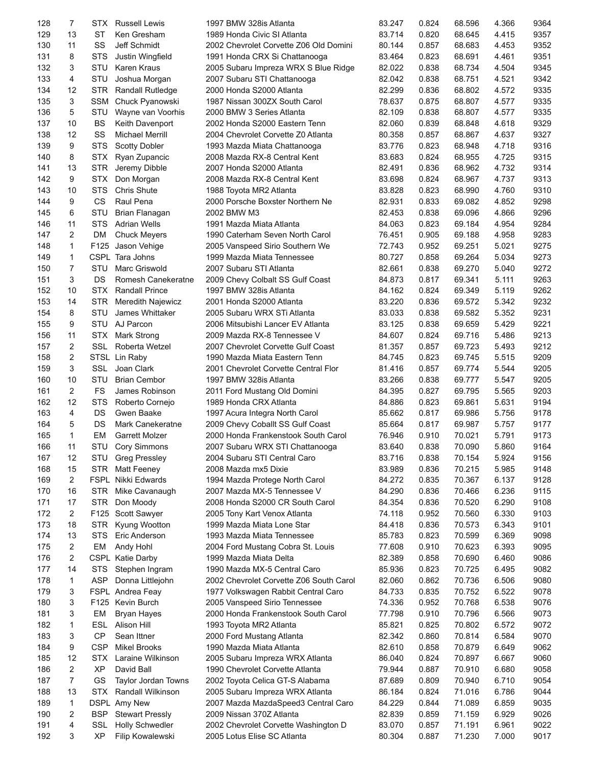| 128 | 7 | STX | Russell Lewis | 1997 BMW 328is Atlanta | 83.247 | 0.824 | 68.596 | 4.366 | 9364 |
|---|---|---|---|---|---|---|---|---|---|
| 129 | 13 | ST | Ken Gresham | 1989 Honda Civic SI Atlanta | 83.714 | 0.820 | 68.645 | 4.415 | 9357 |
| 130 | 11 | SS | Jeff Schmidt | 2002 Chevrolet Corvette Z06 Old Domini | 80.144 | 0.857 | 68.683 | 4.453 | 9352 |
| 131 | 8 | STS | Justin Wingfield | 1991 Honda CRX Si Chattanooga | 83.464 | 0.823 | 68.691 | 4.461 | 9351 |
| 132 | 3 | STU | Karen Kraus | 2005 Subaru Impreza WRX S Blue Ridge | 82.022 | 0.838 | 68.734 | 4.504 | 9345 |
| 133 | 4 | STU | Joshua Morgan | 2007 Subaru STI Chattanooga | 82.042 | 0.838 | 68.751 | 4.521 | 9342 |
| 134 | 12 | STR | Randall Rutledge | 2000 Honda S2000 Atlanta | 82.299 | 0.836 | 68.802 | 4.572 | 9335 |
| 135 | 3 | SSM | Chuck Pyanowski | 1987 Nissan 300ZX South Carol | 78.637 | 0.875 | 68.807 | 4.577 | 9335 |
| 136 | 5 | STU | Wayne van Voorhis | 2000 BMW 3 Series Atlanta | 82.109 | 0.838 | 68.807 | 4.577 | 9335 |
| 137 | 10 | BS | Keith Davenport | 2002 Honda S2000 Eastern Tenn | 82.060 | 0.839 | 68.848 | 4.618 | 9329 |
| 138 | 12 | SS | Michael Merrill | 2004 Chevrolet Corvette Z0 Atlanta | 80.358 | 0.857 | 68.867 | 4.637 | 9327 |
| 139 | 9 | STS | Scotty Dobler | 1993 Mazda Miata Chattanooga | 83.776 | 0.823 | 68.948 | 4.718 | 9316 |
| 140 | 8 | STX | Ryan Zupancic | 2008 Mazda RX-8 Central Kent | 83.683 | 0.824 | 68.955 | 4.725 | 9315 |
| 141 | 13 | STR | Jeremy Dibble | 2007 Honda S2000 Atlanta | 82.491 | 0.836 | 68.962 | 4.732 | 9314 |
| 142 | 9 | STX | Don Morgan | 2008 Mazda RX-8 Central Kent | 83.698 | 0.824 | 68.967 | 4.737 | 9313 |
| 143 | 10 | STS | Chris Shute | 1988 Toyota MR2 Atlanta | 83.828 | 0.823 | 68.990 | 4.760 | 9310 |
| 144 | 9 | CS | Raul Pena | 2000 Porsche Boxster Northern Ne | 82.931 | 0.833 | 69.082 | 4.852 | 9298 |
| 145 | 6 | STU | Brian Flanagan | 2002 BMW M3 | 82.453 | 0.838 | 69.096 | 4.866 | 9296 |
| 146 | 11 | STS | Adrian Wells | 1991 Mazda Miata Atlanta | 84.063 | 0.823 | 69.184 | 4.954 | 9284 |
| 147 | 2 | DM | Chuck Meyers | 1990 Caterham Seven North Carol | 76.451 | 0.905 | 69.188 | 4.958 | 9283 |
| 148 | 1 | F125 | Jason Vehige | 2005 Vanspeed Sirio Southern We | 72.743 | 0.952 | 69.251 | 5.021 | 9275 |
| 149 | 1 | CSPL | Tara Johns | 1999 Mazda Miata Tennessee | 80.727 | 0.858 | 69.264 | 5.034 | 9273 |
| 150 | 7 | STU | Marc Griswold | 2007 Subaru STI Atlanta | 82.661 | 0.838 | 69.270 | 5.040 | 9272 |
| 151 | 3 | DS | Romesh Canekeratne | 2009 Chevy Colbalt SS Gulf Coast | 84.873 | 0.817 | 69.341 | 5.111 | 9263 |
| 152 | 10 | STX | Randall Prince | 1997 BMW 328is Atlanta | 84.162 | 0.824 | 69.349 | 5.119 | 9262 |
| 153 | 14 | STR | Meredith Najewicz | 2001 Honda S2000 Atlanta | 83.220 | 0.836 | 69.572 | 5.342 | 9232 |
| 154 | 8 | STU | James Whittaker | 2005 Subaru WRX STi Atlanta | 83.033 | 0.838 | 69.582 | 5.352 | 9231 |
| 155 | 9 | STU | AJ Parcon | 2006 Mitsubishi Lancer EV Atlanta | 83.125 | 0.838 | 69.659 | 5.429 | 9221 |
| 156 | 11 | STX | Mark Strong | 2009 Mazda RX-8 Tennessee V | 84.607 | 0.824 | 69.716 | 5.486 | 9213 |
| 157 | 2 | SSL | Roberta Wetzel | 2007 Chevrolet Corvette Gulf Coast | 81.357 | 0.857 | 69.723 | 5.493 | 9212 |
| 158 | 2 | STSL | Lin Raby | 1990 Mazda Miata Eastern Tenn | 84.745 | 0.823 | 69.745 | 5.515 | 9209 |
| 159 | 3 | SSL | Joan Clark | 2001 Chevrolet Corvette Central Flor | 81.416 | 0.857 | 69.774 | 5.544 | 9205 |
| 160 | 10 | STU | Brian Cembor | 1997 BMW 328is Atlanta | 83.266 | 0.838 | 69.777 | 5.547 | 9205 |
| 161 | 2 | FS | James Robinson | 2011 Ford Mustang Old Domini | 84.395 | 0.827 | 69.795 | 5.565 | 9203 |
| 162 | 12 | STS | Roberto Cornejo | 1989 Honda CRX Atlanta | 84.886 | 0.823 | 69.861 | 5.631 | 9194 |
| 163 | 4 | DS | Gwen Baake | 1997 Acura Integra North Carol | 85.662 | 0.817 | 69.986 | 5.756 | 9178 |
| 164 | 5 | DS | Mark Canekeratne | 2009 Chevy Coballt SS Gulf Coast | 85.664 | 0.817 | 69.987 | 5.757 | 9177 |
| 165 | 1 | EM | Garrett Molzer | 2000 Honda Frankenstook South Carol | 76.946 | 0.910 | 70.021 | 5.791 | 9173 |
| 166 | 11 | STU | Cory Simmons | 2007 Subaru WRX STI Chattanooga | 83.640 | 0.838 | 70.090 | 5.860 | 9164 |
| 167 | 12 | STU | Greg Pressley | 2004 Subaru STI Central Caro | 83.716 | 0.838 | 70.154 | 5.924 | 9156 |
| 168 | 15 | STR | Matt Feeney | 2008 Mazda mx5 Dixie | 83.989 | 0.836 | 70.215 | 5.985 | 9148 |
| 169 | 2 | FSPL | Nikki Edwards | 1994 Mazda Protege North Carol | 84.272 | 0.835 | 70.367 | 6.137 | 9128 |
| 170 | 16 | STR | Mike Cavanaugh | 2007 Mazda MX-5 Tennessee V | 84.290 | 0.836 | 70.466 | 6.236 | 9115 |
| 171 | 17 | STR | Don Moody | 2008 Honda S2000 CR South Carol | 84.354 | 0.836 | 70.520 | 6.290 | 9108 |
| 172 | 2 | F125 | Scott Sawyer | 2005 Tony Kart Venox Atlanta | 74.118 | 0.952 | 70.560 | 6.330 | 9103 |
| 173 | 18 | STR | Kyung Wootton | 1999 Mazda Miata Lone Star | 84.418 | 0.836 | 70.573 | 6.343 | 9101 |
| 174 | 13 | STS | Eric Anderson | 1993 Mazda Miata Tennessee | 85.783 | 0.823 | 70.599 | 6.369 | 9098 |
| 175 | 2 | EM | Andy Hohl | 2004 Ford Mustang Cobra St. Louis | 77.608 | 0.910 | 70.623 | 6.393 | 9095 |
| 176 | 2 | CSPL | Katie Darby | 1999 Mazda Miata Delta | 82.389 | 0.858 | 70.690 | 6.460 | 9086 |
| 177 | 14 | STS | Stephen Ingram | 1990 Mazda MX-5 Central Caro | 85.936 | 0.823 | 70.725 | 6.495 | 9082 |
| 178 | 1 | ASP | Donna Littlejohn | 2002 Chevrolet Corvette Z06 South Carol | 82.060 | 0.862 | 70.736 | 6.506 | 9080 |
| 179 | 3 | FSPL | Andrea Feay | 1977 Volkswagen Rabbit Central Caro | 84.733 | 0.835 | 70.752 | 6.522 | 9078 |
| 180 | 3 | F125 | Kevin Burch | 2005 Vanspeed Sirio Tennessee | 74.336 | 0.952 | 70.768 | 6.538 | 9076 |
| 181 | 3 | EM | Bryan Hayes | 2000 Honda Frankenstook South Carol | 77.798 | 0.910 | 70.796 | 6.566 | 9073 |
| 182 | 1 | ESL | Alison Hill | 1993 Toyota MR2 Atlanta | 85.821 | 0.825 | 70.802 | 6.572 | 9072 |
| 183 | 3 | CP | Sean Ittner | 2000 Ford Mustang Atlanta | 82.342 | 0.860 | 70.814 | 6.584 | 9070 |
| 184 | 9 | CSP | Mikel Brooks | 1990 Mazda Miata Atlanta | 82.610 | 0.858 | 70.879 | 6.649 | 9062 |
| 185 | 12 | STX | Laraine Wilkinson | 2005 Subaru Impreza WRX Atlanta | 86.040 | 0.824 | 70.897 | 6.667 | 9060 |
| 186 | 2 | XP | David Ball | 1990 Chevrolet Corvette Atlanta | 79.944 | 0.887 | 70.910 | 6.680 | 9058 |
| 187 | 7 | GS | Taylor Jordan Towns | 2002 Toyota Celica GT-S Alabama | 87.689 | 0.809 | 70.940 | 6.710 | 9054 |
| 188 | 13 | STX | Randall Wilkinson | 2005 Subaru Impreza WRX Atlanta | 86.184 | 0.824 | 71.016 | 6.786 | 9044 |
| 189 | 1 | DSPL | Amy New | 2007 Mazda MazdaSpeed3 Central Caro | 84.229 | 0.844 | 71.089 | 6.859 | 9035 |
| 190 | 2 | BSP | Stewart Pressly | 2009 Nissan 370Z Atlanta | 82.839 | 0.859 | 71.159 | 6.929 | 9026 |
| 191 | 4 | SSL | Holly Schwedler | 2002 Chevrolet Corvette Washington D | 83.070 | 0.857 | 71.191 | 6.961 | 9022 |
| 192 | 3 | XP | Filip Kowalewski | 2005 Lotus Elise SC Atlanta | 80.304 | 0.887 | 71.230 | 7.000 | 9017 |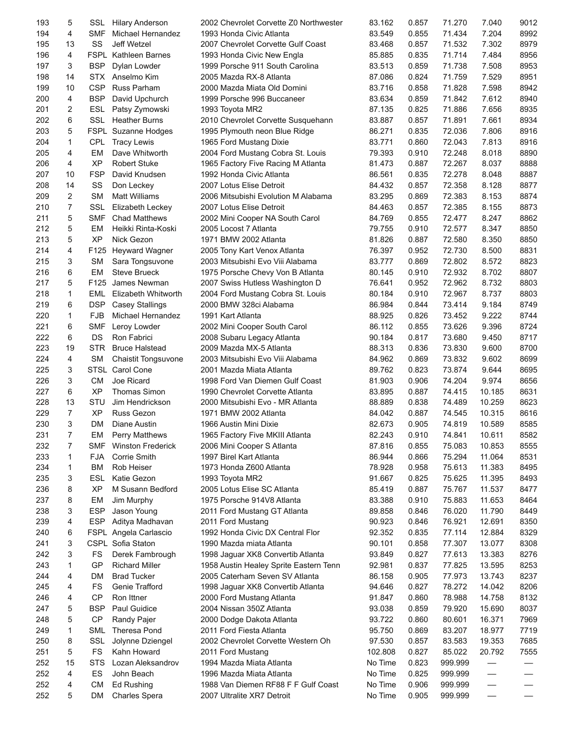| | | | | | | | | | |
|---|---|---|---|---|---|---|---|---|---|
| 193 | 5 | SSL | Hilary Anderson | 2002 Chevrolet Corvette Z0 Northwester | 83.162 | 0.857 | 71.270 | 7.040 | 9012 |
| 194 | 4 | SMF | Michael Hernandez | 1993 Honda Civic Atlanta | 83.549 | 0.855 | 71.434 | 7.204 | 8992 |
| 195 | 13 | SS | Jeff Wetzel | 2007 Chevrolet Corvette Gulf Coast | 83.468 | 0.857 | 71.532 | 7.302 | 8979 |
| 196 | 4 | FSPL | Kathleen Barnes | 1993 Honda Civic New Engla | 85.885 | 0.835 | 71.714 | 7.484 | 8956 |
| 197 | 3 | BSP | Dylan Lowder | 1999 Porsche 911 South Carolina | 83.513 | 0.859 | 71.738 | 7.508 | 8953 |
| 198 | 14 | STX | Anselmo Kim | 2005 Mazda RX-8 Atlanta | 87.086 | 0.824 | 71.759 | 7.529 | 8951 |
| 199 | 10 | CSP | Russ Parham | 2000 Mazda Miata Old Domini | 83.716 | 0.858 | 71.828 | 7.598 | 8942 |
| 200 | 4 | BSP | David Upchurch | 1999 Porsche 996 Buccaneer | 83.634 | 0.859 | 71.842 | 7.612 | 8940 |
| 201 | 2 | ESL | Patsy Zymowski | 1993 Toyota MR2 | 87.135 | 0.825 | 71.886 | 7.656 | 8935 |
| 202 | 6 | SSL | Heather Burns | 2010 Chevrolet Corvette Susquehann | 83.887 | 0.857 | 71.891 | 7.661 | 8934 |
| 203 | 5 | FSPL | Suzanne Hodges | 1995 Plymouth neon Blue Ridge | 86.271 | 0.835 | 72.036 | 7.806 | 8916 |
| 204 | 1 | CPL | Tracy Lewis | 1965 Ford Mustang Dixie | 83.771 | 0.860 | 72.043 | 7.813 | 8916 |
| 205 | 4 | EM | Dave Whitworth | 2004 Ford Mustang Cobra St. Louis | 79.393 | 0.910 | 72.248 | 8.018 | 8890 |
| 206 | 4 | XP | Robert Stuke | 1965 Factory Five Racing M Atlanta | 81.473 | 0.887 | 72.267 | 8.037 | 8888 |
| 207 | 10 | FSP | David Knudsen | 1992 Honda Civic Atlanta | 86.561 | 0.835 | 72.278 | 8.048 | 8887 |
| 208 | 14 | SS | Don Leckey | 2007 Lotus Elise Detroit | 84.432 | 0.857 | 72.358 | 8.128 | 8877 |
| 209 | 2 | SM | Matt Williams | 2006 Mitsubishi Evolution M Alabama | 83.295 | 0.869 | 72.383 | 8.153 | 8874 |
| 210 | 7 | SSL | Elizabeth Leckey | 2007 Lotus Elise Detroit | 84.463 | 0.857 | 72.385 | 8.155 | 8873 |
| 211 | 5 | SMF | Chad Matthews | 2002 Mini Cooper NA South Carol | 84.769 | 0.855 | 72.477 | 8.247 | 8862 |
| 212 | 5 | EM | Heikki Rinta-Koski | 2005 Locost 7 Atlanta | 79.755 | 0.910 | 72.577 | 8.347 | 8850 |
| 213 | 5 | XP | Nick Gezon | 1971 BMW 2002 Atlanta | 81.826 | 0.887 | 72.580 | 8.350 | 8850 |
| 214 | 4 | F125 | Heyward Wagner | 2005 Tony Kart Venox Atlanta | 76.397 | 0.952 | 72.730 | 8.500 | 8831 |
| 215 | 3 | SM | Sara Tongsuvone | 2003 Mitsubishi Evo Viii Alabama | 83.777 | 0.869 | 72.802 | 8.572 | 8823 |
| 216 | 6 | EM | Steve Brueck | 1975 Porsche Chevy Von B Atlanta | 80.145 | 0.910 | 72.932 | 8.702 | 8807 |
| 217 | 5 | F125 | James Newman | 2007 Swiss Hutless Washington D | 76.641 | 0.952 | 72.962 | 8.732 | 8803 |
| 218 | 1 | EML | Elizabeth Whitworth | 2004 Ford Mustang Cobra St. Louis | 80.184 | 0.910 | 72.967 | 8.737 | 8803 |
| 219 | 6 | DSP | Casey Stallings | 2000 BMW 328ci Alabama | 86.984 | 0.844 | 73.414 | 9.184 | 8749 |
| 220 | 1 | FJB | Michael Hernandez | 1991 Kart Atlanta | 88.925 | 0.826 | 73.452 | 9.222 | 8744 |
| 221 | 6 | SMF | Leroy Lowder | 2002 Mini Cooper South Carol | 86.112 | 0.855 | 73.626 | 9.396 | 8724 |
| 222 | 6 | DS | Ron Fabrici | 2008 Subaru Legacy Atlanta | 90.184 | 0.817 | 73.680 | 9.450 | 8717 |
| 223 | 19 | STR | Bruce Halstead | 2009 Mazda MX-5 Atlanta | 88.313 | 0.836 | 73.830 | 9.600 | 8700 |
| 224 | 4 | SM | Chaistit Tongsuvone | 2003 Mitsubishi Evo Viii Alabama | 84.962 | 0.869 | 73.832 | 9.602 | 8699 |
| 225 | 3 | STSL | Carol Cone | 2001 Mazda Miata Atlanta | 89.762 | 0.823 | 73.874 | 9.644 | 8695 |
| 226 | 3 | CM | Joe Ricard | 1998 Ford Van Diemen Gulf Coast | 81.903 | 0.906 | 74.204 | 9.974 | 8656 |
| 227 | 6 | XP | Thomas Simon | 1990 Chevrolet Corvette Atlanta | 83.895 | 0.887 | 74.415 | 10.185 | 8631 |
| 228 | 13 | STU | Jim Hendrickson | 2000 Mitsubishi Evo - MR Atlanta | 88.889 | 0.838 | 74.489 | 10.259 | 8623 |
| 229 | 7 | XP | Russ Gezon | 1971 BMW 2002 Atlanta | 84.042 | 0.887 | 74.545 | 10.315 | 8616 |
| 230 | 3 | DM | Diane Austin | 1966 Austin Mini Dixie | 82.673 | 0.905 | 74.819 | 10.589 | 8585 |
| 231 | 7 | EM | Perry Matthews | 1965 Factory Five MKIII Atlanta | 82.243 | 0.910 | 74.841 | 10.611 | 8582 |
| 232 | 7 | SMF | Winston Frederick | 2006 Mini Cooper S Atlanta | 87.816 | 0.855 | 75.083 | 10.853 | 8555 |
| 233 | 1 | FJA | Corrie Smith | 1997 Birel Kart Atlanta | 86.944 | 0.866 | 75.294 | 11.064 | 8531 |
| 234 | 1 | BM | Rob Heiser | 1973 Honda Z600 Atlanta | 78.928 | 0.958 | 75.613 | 11.383 | 8495 |
| 235 | 3 | ESL | Katie Gezon | 1993 Toyota MR2 | 91.667 | 0.825 | 75.625 | 11.395 | 8493 |
| 236 | 8 | XP | M Susann Bedford | 2005 Lotus Elise SC Atlanta | 85.419 | 0.887 | 75.767 | 11.537 | 8477 |
| 237 | 8 | EM | Jim Murphy | 1975 Porsche 914V8 Atlanta | 83.388 | 0.910 | 75.883 | 11.653 | 8464 |
| 238 | 3 | ESP | Jason Young | 2011 Ford Mustang GT Atlanta | 89.858 | 0.846 | 76.020 | 11.790 | 8449 |
| 239 | 4 | ESP | Aditya Madhavan | 2011 Ford Mustang | 90.923 | 0.846 | 76.921 | 12.691 | 8350 |
| 240 | 6 | FSPL | Angela Carlascio | 1992 Honda Civic DX Central Flor | 92.352 | 0.835 | 77.114 | 12.884 | 8329 |
| 241 | 3 | CSPL | Sofia Staton | 1990 Mazda miata Atlanta | 90.101 | 0.858 | 77.307 | 13.077 | 8308 |
| 242 | 3 | FS | Derek Fambrough | 1998 Jaguar XK8 Convertib Atlanta | 93.849 | 0.827 | 77.613 | 13.383 | 8276 |
| 243 | 1 | GP | Richard Miller | 1958 Austin Healey Sprite Eastern Tenn | 92.981 | 0.837 | 77.825 | 13.595 | 8253 |
| 244 | 4 | DM | Brad Tucker | 2005 Caterham Seven SV Atlanta | 86.158 | 0.905 | 77.973 | 13.743 | 8237 |
| 245 | 4 | FS | Genie Trafford | 1998 Jaguar XK8 Convertib Atlanta | 94.646 | 0.827 | 78.272 | 14.042 | 8206 |
| 246 | 4 | CP | Ron Ittner | 2000 Ford Mustang Atlanta | 91.847 | 0.860 | 78.988 | 14.758 | 8132 |
| 247 | 5 | BSP | Paul Guidice | 2004 Nissan 350Z Atlanta | 93.038 | 0.859 | 79.920 | 15.690 | 8037 |
| 248 | 5 | CP | Randy Pajer | 2000 Dodge Dakota Atlanta | 93.722 | 0.860 | 80.601 | 16.371 | 7969 |
| 249 | 1 | SML | Theresa Pond | 2011 Ford Fiesta Atlanta | 95.750 | 0.869 | 83.207 | 18.977 | 7719 |
| 250 | 8 | SSL | Jolynne Dziengel | 2002 Chevrolet Corvette Western Oh | 97.530 | 0.857 | 83.583 | 19.353 | 7685 |
| 251 | 5 | FS | Kahn Howard | 2011 Ford Mustang | 102.808 | 0.827 | 85.022 | 20.792 | 7555 |
| 252 | 15 | STS | Lozan Aleksandrov | 1994 Mazda Miata Atlanta | No Time | 0.823 | 999.999 | — | — |
| 252 | 4 | ES | John Beach | 1996 Mazda Miata Atlanta | No Time | 0.825 | 999.999 | — | — |
| 252 | 4 | CM | Ed Rushing | 1988 Van Diemen RF88 F F Gulf Coast | No Time | 0.906 | 999.999 | — | — |
| 252 | 5 | DM | Charles Spera | 2007 Ultralite XR7 Detroit | No Time | 0.905 | 999.999 | — | — |